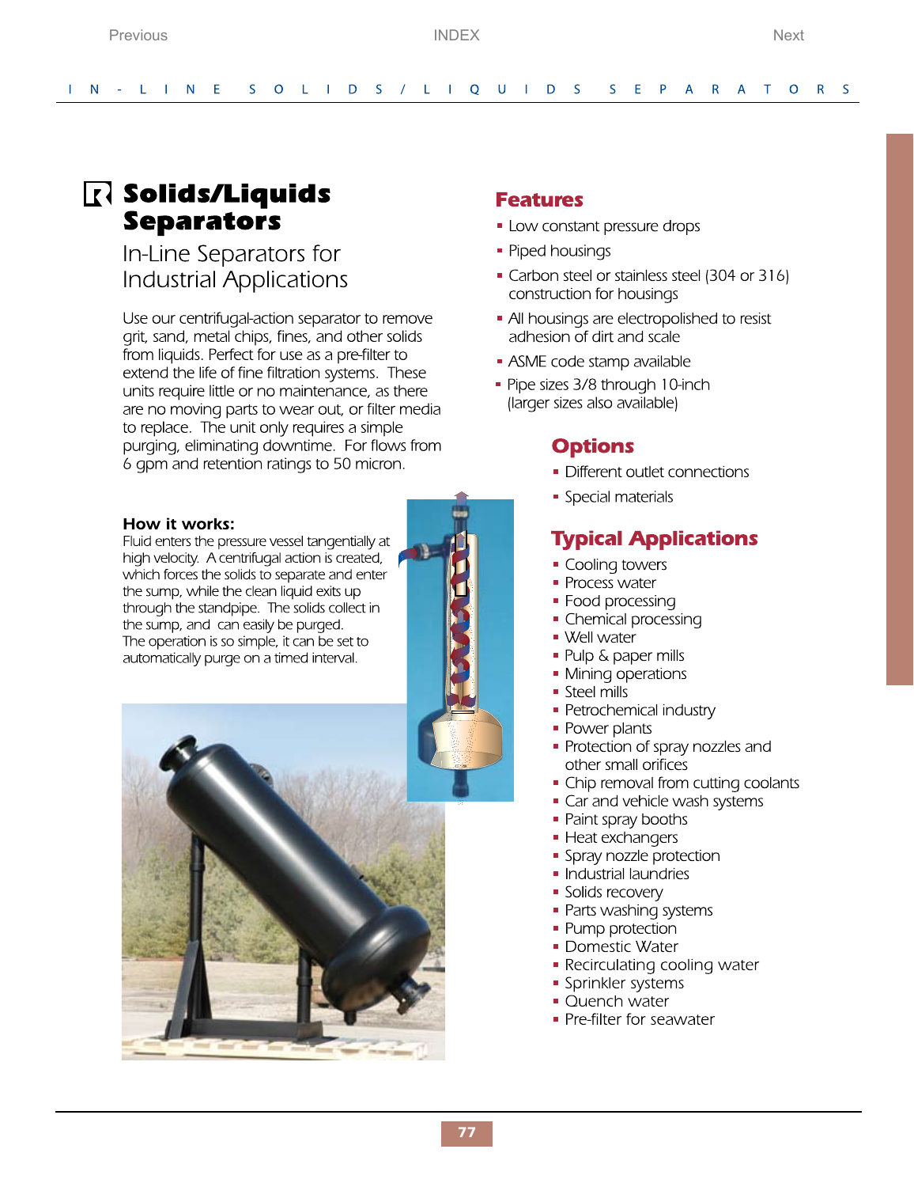# Solids/Liquids Separators

## In-Line Separators for Industrial Applications

Use our centrifugal-action separator to remove grit, sand, metal chips, fines, and other solids from liquids. Perfect for use as a pre-filter to extend the life of fine filtration systems. These units require little or no maintenance, as there are no moving parts to wear out, or filter media to replace. The unit only requires a simple purging, eliminating downtime. For flows from 6 gpm and retention ratings to 50 micron.

**How it works:**

Fluid enters the pressure vessel tangentially at high velocity. A centrifugal action is created, which forces the solids to separate and enter the sump, while the clean liquid exits up through the standpipe. The solids collect in the sump, and can easily be purged. The operation is so simple, it can be set to automatically purge on a timed interval.

## Features

- Low constant pressure drops
- Piped housings
- Carbon steel or stainless steel (304 or 316) construction for housings
- All housings are electropolished to resist adhesion of dirt and scale
- ASME code stamp available
- Pipe sizes 3/8 through 10-inch (larger sizes also available)

## Options

- Different outlet connections
- Special materials

## Typical Applications

- Cooling towers
- Process water
- Food processing
- Chemical processing
- Well water
- Pulp & paper mills
- Mining operations
- Steel mills
- Petrochemical industry
- Power plants
- Protection of spray nozzles and other small orifices
- Chip removal from cutting coolants
- Car and vehicle wash systems
- Paint spray booths
- Heat exchangers
- Spray nozzle protection
- Industrial laundries
- Solids recovery
- Parts washing systems
- Pump protection
- Domestic Water
- Recirculating cooling water
- Sprinkler systems
- Quench water
- Pre-filter for seawater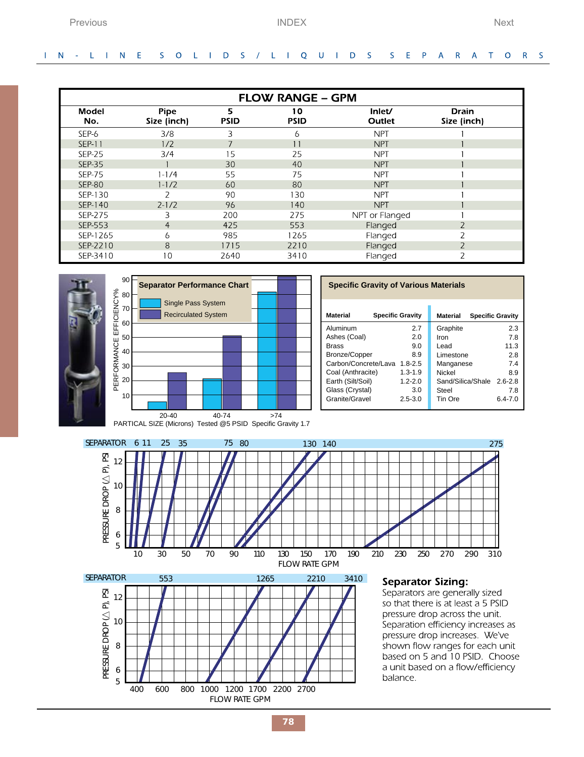## IN-LINE SOLIDS/LIQUIDS SEPARATORS

| FLOW RANGE – GPM | | | | | |
|---|---|---|---|---|---|
| Model No. | Pipe Size (inch) | 5 PSID | 10 PSID | Inlet/ Outlet | Drain Size (inch) |
| SEP-6 | 3/8 | 3 | 6 | NPT | 1 |
| SEP-11 | 1/2 | 7 | 11 | NPT | 1 |
| SEP-25 | 3/4 | 15 | 25 | NPT | 1 |
| SEP-35 | 1 | 30 | 40 | NPT | 1 |
| SEP-75 | 1-1/4 | 55 | 75 | NPT | 1 |
| SEP-80 | 1-1/2 | 60 | 80 | NPT | 1 |
| SEP-130 | 2 | 90 | 130 | NPT | 1 |
| SEP-140 | 2-1/2 | 96 | 140 | NPT | 1 |
| SEP-275 | 3 | 200 | 275 | NPT or Flanged | 1 |
| SEP-553 | 4 | 425 | 553 | Flanged | 2 |
| SEP-1265 | 6 | 985 | 1265 | Flanged | 2 |
| SEP-2210 | 8 | 1715 | 2210 | Flanged | 2 |
| SEP-3410 | 10 | 2640 | 3410 | Flanged | 2 |

**Separator Performance Chart**

- Single Pass System
- Recirculated System

PERFORMANCE EFFICIENCY%

PARTICAL SIZE (Microns) 20-40, 40-74, >74 — Tested @5 PSID Specific Gravity 1.7

**Specific Gravity of Various Materials**

| Material | Specific Gravity | Material | Specific Gravity |
|---|---|---|---|
| Aluminum | 2.7 | Graphite | 2.3 |
| Ashes (Coal) | 2.0 | Iron | 7.8 |
| Brass | 9.0 | Lead | 11.3 |
| Bronze/Copper | 8.9 | Limestone | 2.8 |
| Carbon/Concrete/Lava | 1.8-2.5 | Manganese | 7.4 |
| Coal (Anthracite) | 1.3-1.9 | Nickel | 8.9 |
| Earth (Silt/Soil) | 1.2-2.0 | Sand/Silica/Shale | 2.6-2.8 |
| Glass (Crystal) | 3.0 | Steel | 7.8 |
| Granite/Gravel | 2.5-3.0 | Tin Ore | 6.4-7.0 |

SEPARATOR 6 11 25 35 75 80 130 140 275

PRESSURE DROP (△ P), PSI vs. FLOW RATE GPM (10–310)

SEPARATOR 553 1265 2210 3410

PRESSURE DROP (△ P), PSI vs. FLOW RATE GPM (400–2700)

### Separator Sizing:

Separators are generally sized so that there is at least a 5 PSID pressure drop across the unit. Separation efficiency increases as pressure drop increases. We've shown flow ranges for each unit based on 5 and 10 PSID. Choose a unit based on a flow/efficiency balance.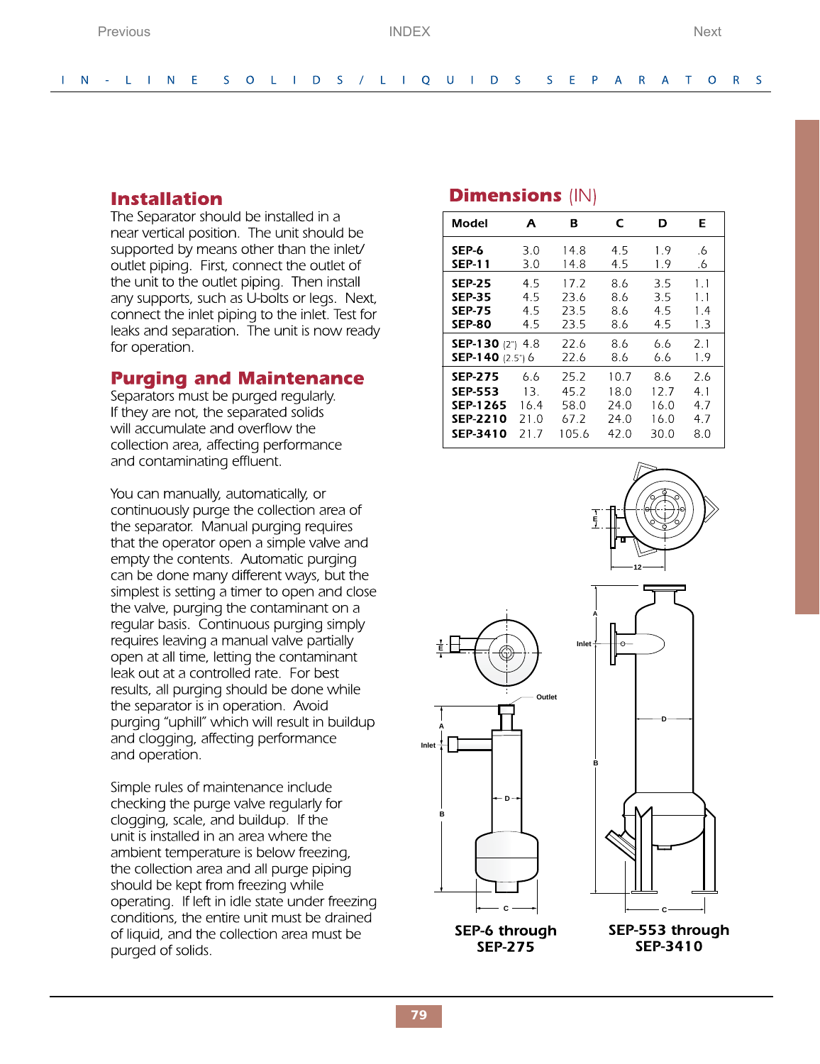## Installation

The Separator should be installed in a near vertical position. The unit should be supported by means other than the inlet/outlet piping. First, connect the outlet of the unit to the outlet piping. Then install any supports, such as U-bolts or legs. Next, connect the inlet piping to the inlet. Test for leaks and separation. The unit is now ready for operation.

## Purging and Maintenance

Separators must be purged regularly. If they are not, the separated solids will accumulate and overflow the collection area, affecting performance and contaminating effluent.

You can manually, automatically, or continuously purge the collection area of the separator. Manual purging requires that the operator open a simple valve and empty the contents. Automatic purging can be done many different ways, but the simplest is setting a timer to open and close the valve, purging the contaminant on a regular basis. Continuous purging simply requires leaving a manual valve partially open at all time, letting the contaminant leak out at a controlled rate. For best results, all purging should be done while the separator is in operation. Avoid purging "uphill" which will result in buildup and clogging, affecting performance and operation.

Simple rules of maintenance include checking the purge valve regularly for clogging, scale, and buildup. If the unit is installed in an area where the ambient temperature is below freezing, the collection area and all purge piping should be kept from freezing while operating. If left in idle state under freezing conditions, the entire unit must be drained of liquid, and the collection area must be purged of solids.

## Dimensions (IN)

| Model | A | B | C | D | E |
|---|---|---|---|---|---|
| **SEP-6** | 3.0 | 14.8 | 4.5 | 1.9 | .6 |
| **SEP-11** | 3.0 | 14.8 | 4.5 | 1.9 | .6 |
| **SEP-25** | 4.5 | 17.2 | 8.6 | 3.5 | 1.1 |
| **SEP-35** | 4.5 | 23.6 | 8.6 | 3.5 | 1.1 |
| **SEP-75** | 4.5 | 23.5 | 8.6 | 4.5 | 1.4 |
| **SEP-80** | 4.5 | 23.5 | 8.6 | 4.5 | 1.3 |
| **SEP-130** (2") | 4.8 | 22.6 | 8.6 | 6.6 | 2.1 |
| **SEP-140** (2.5") | 6 | 22.6 | 8.6 | 6.6 | 1.9 |
| **SEP-275** | 6.6 | 25.2 | 10.7 | 8.6 | 2.6 |
| **SEP-553** | 13. | 45.2 | 18.0 | 12.7 | 4.1 |
| **SEP-1265** | 16.4 | 58.0 | 24.0 | 16.0 | 4.7 |
| **SEP-2210** | 21.0 | 67.2 | 24.0 | 16.0 | 4.7 |
| **SEP-3410** | 21.7 | 105.6 | 42.0 | 30.0 | 8.0 |

Outlet, Inlet, A, B, C, D, E, 12

**SEP-6 through SEP-275**

**SEP-553 through SEP-3410**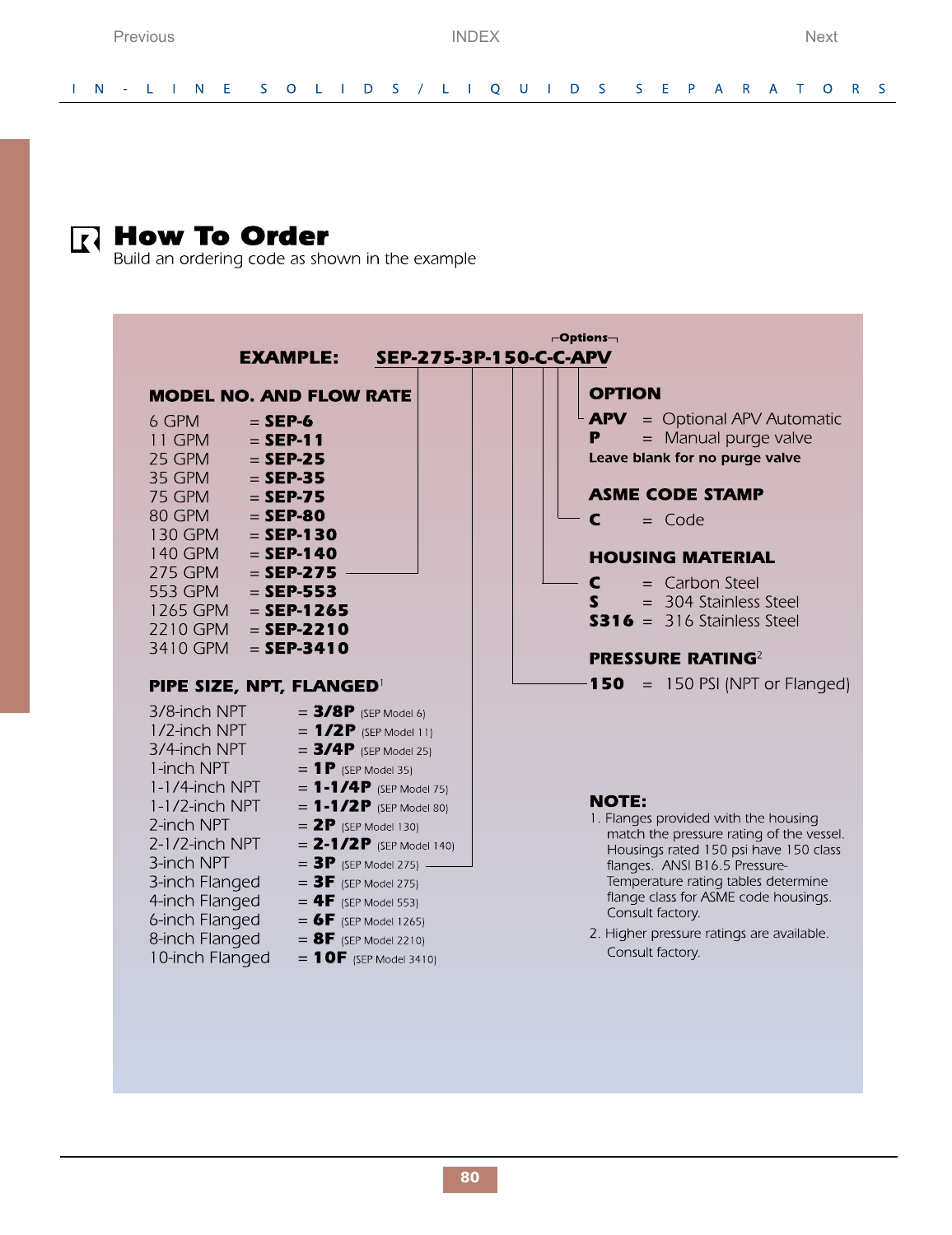# How To Order

Build an ordering code as shown in the example

**EXAMPLE:** **SEP-275-3P-150-C-C-APV** (Options)

## MODEL NO. AND FLOW RATE

| | |
|---|---|
| 6 GPM | = **SEP-6** |
| 11 GPM | = **SEP-11** |
| 25 GPM | = **SEP-25** |
| 35 GPM | = **SEP-35** |
| 75 GPM | = **SEP-75** |
| 80 GPM | = **SEP-80** |
| 130 GPM | = **SEP-130** |
| 140 GPM | = **SEP-140** |
| 275 GPM | = **SEP-275** |
| 553 GPM | = **SEP-553** |
| 1265 GPM | = **SEP-1265** |
| 2210 GPM | = **SEP-2210** |
| 3410 GPM | = **SEP-3410** |

## PIPE SIZE, NPT, FLANGED[1]

| | |
|---|---|
| 3/8-inch NPT | = **3/8P** (SEP Model 6) |
| 1/2-inch NPT | = **1/2P** (SEP Model 11) |
| 3/4-inch NPT | = **3/4P** (SEP Model 25) |
| 1-inch NPT | = **1P** (SEP Model 35) |
| 1-1/4-inch NPT | = **1-1/4P** (SEP Model 75) |
| 1-1/2-inch NPT | = **1-1/2P** (SEP Model 80) |
| 2-inch NPT | = **2P** (SEP Model 130) |
| 2-1/2-inch NPT | = **2-1/2P** (SEP Model 140) |
| 3-inch NPT | = **3P** (SEP Model 275) |
| 3-inch Flanged | = **3F** (SEP Model 275) |
| 4-inch Flanged | = **4F** (SEP Model 553) |
| 6-inch Flanged | = **6F** (SEP Model 1265) |
| 8-inch Flanged | = **8F** (SEP Model 2210) |
| 10-inch Flanged | = **10F** (SEP Model 3410) |

## OPTION

**APV** = Optional APV Automatic
**P** = Manual purge valve
**Leave blank for no purge valve**

## ASME CODE STAMP

**C** = Code

## HOUSING MATERIAL

**C** = Carbon Steel
**S** = 304 Stainless Steel
**S316** = 316 Stainless Steel

## PRESSURE RATING[2]

**150** = 150 PSI (NPT or Flanged)

## NOTE:

1. Flanges provided with the housing match the pressure rating of the vessel. Housings rated 150 psi have 150 class flanges. ANSI B16.5 Pressure-Temperature rating tables determine flange class for ASME code housings. Consult factory.
2. Higher pressure ratings are available. Consult factory.